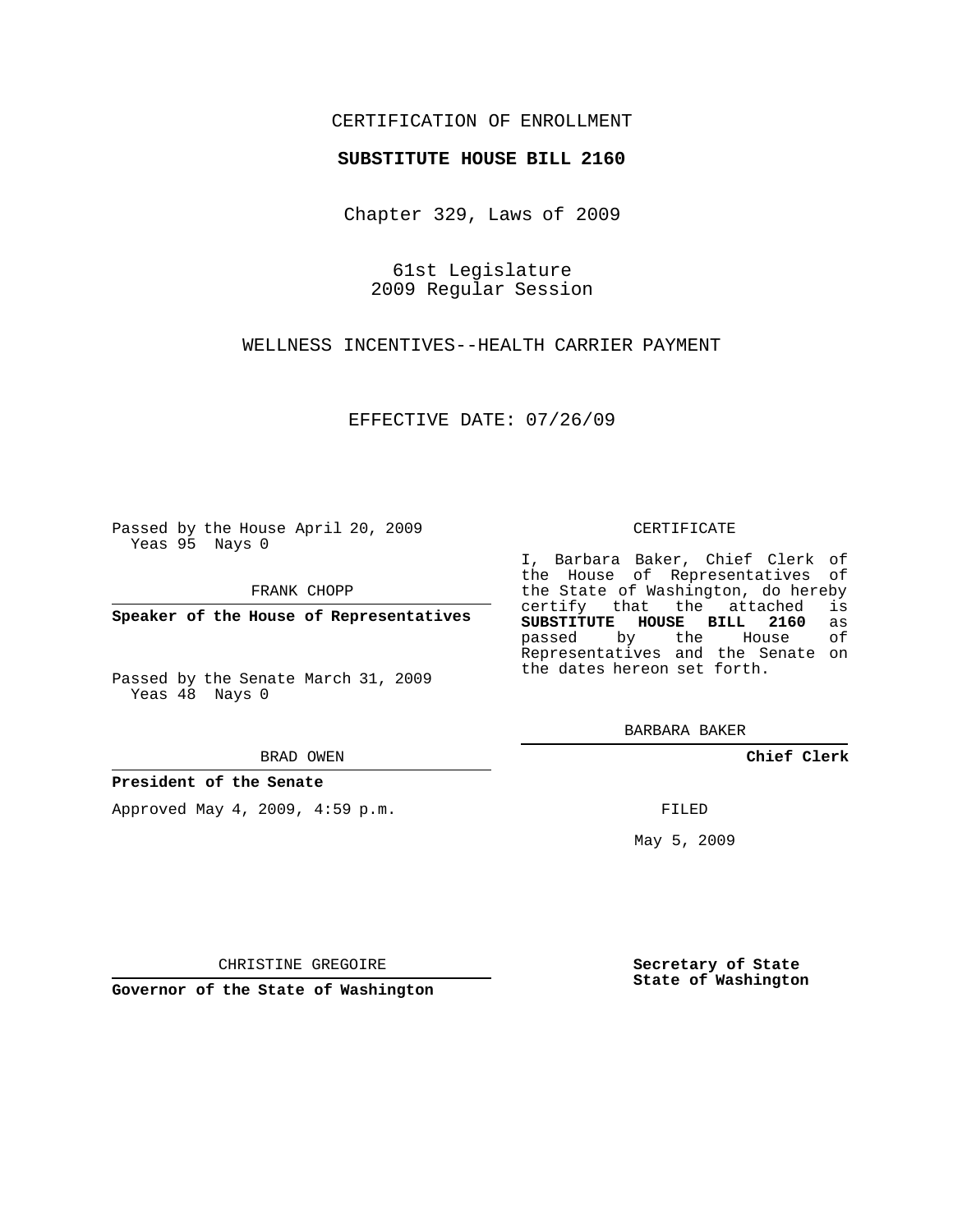CERTIFICATION OF ENROLLMENT

**SUBSTITUTE HOUSE BILL 2160**

Chapter 329, Laws of 2009

61st Legislature
2009 Regular Session

WELLNESS INCENTIVES--HEALTH CARRIER PAYMENT

EFFECTIVE DATE: 07/26/09

Passed by the House April 20, 2009
Yeas 95 Nays 0

FRANK CHOPP

**Speaker of the House of Representatives**

Passed by the Senate March 31, 2009
Yeas 48 Nays 0

BRAD OWEN

**President of the Senate**

Approved May 4, 2009, 4:59 p.m.

CHRISTINE GREGOIRE

**Governor of the State of Washington**

CERTIFICATE

I, Barbara Baker, Chief Clerk of the House of Representatives of the State of Washington, do hereby certify that the attached is **SUBSTITUTE HOUSE BILL 2160** as passed by the House of Representatives and the Senate on the dates hereon set forth.

BARBARA BAKER

**Chief Clerk**

FILED

May 5, 2009

**Secretary of State**
**State of Washington**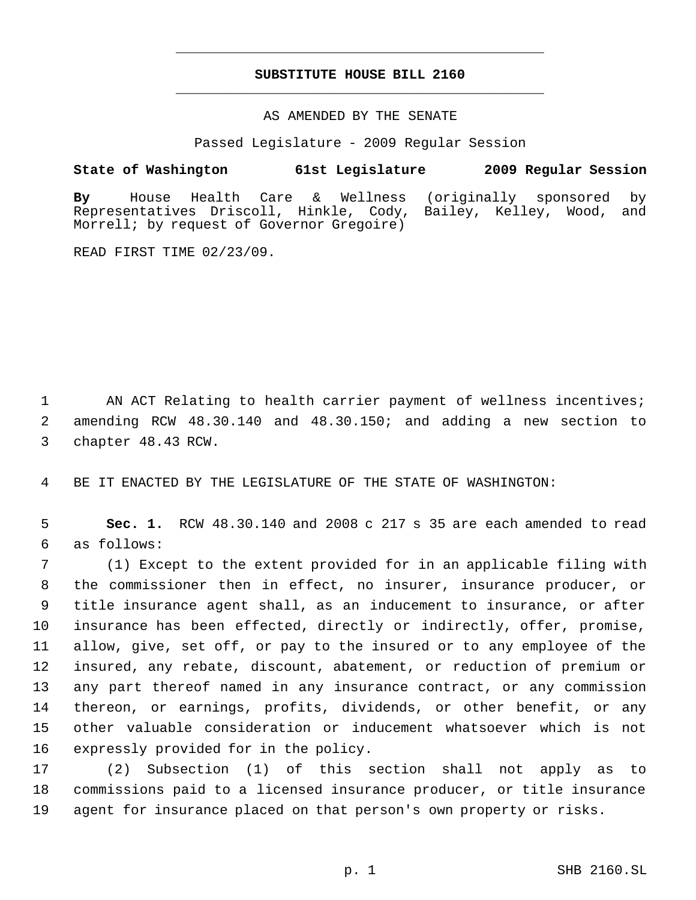# SUBSTITUTE HOUSE BILL 2160

AS AMENDED BY THE SENATE

Passed Legislature - 2009 Regular Session

**State of Washington 61st Legislature 2009 Regular Session**

**By** House Health Care & Wellness (originally sponsored by Representatives Driscoll, Hinkle, Cody, Bailey, Kelley, Wood, and Morrell; by request of Governor Gregoire)

READ FIRST TIME 02/23/09.

1 AN ACT Relating to health carrier payment of wellness incentives;
2 amending RCW 48.30.140 and 48.30.150; and adding a new section to
3 chapter 48.43 RCW.

4 BE IT ENACTED BY THE LEGISLATURE OF THE STATE OF WASHINGTON:

5 **Sec. 1.** RCW 48.30.140 and 2008 c 217 s 35 are each amended to read
6 as follows:

7 (1) Except to the extent provided for in an applicable filing with
8 the commissioner then in effect, no insurer, insurance producer, or
9 title insurance agent shall, as an inducement to insurance, or after
10 insurance has been effected, directly or indirectly, offer, promise,
11 allow, give, set off, or pay to the insured or to any employee of the
12 insured, any rebate, discount, abatement, or reduction of premium or
13 any part thereof named in any insurance contract, or any commission
14 thereon, or earnings, profits, dividends, or other benefit, or any
15 other valuable consideration or inducement whatsoever which is not
16 expressly provided for in the policy.

17 (2) Subsection (1) of this section shall not apply as to
18 commissions paid to a licensed insurance producer, or title insurance
19 agent for insurance placed on that person's own property or risks.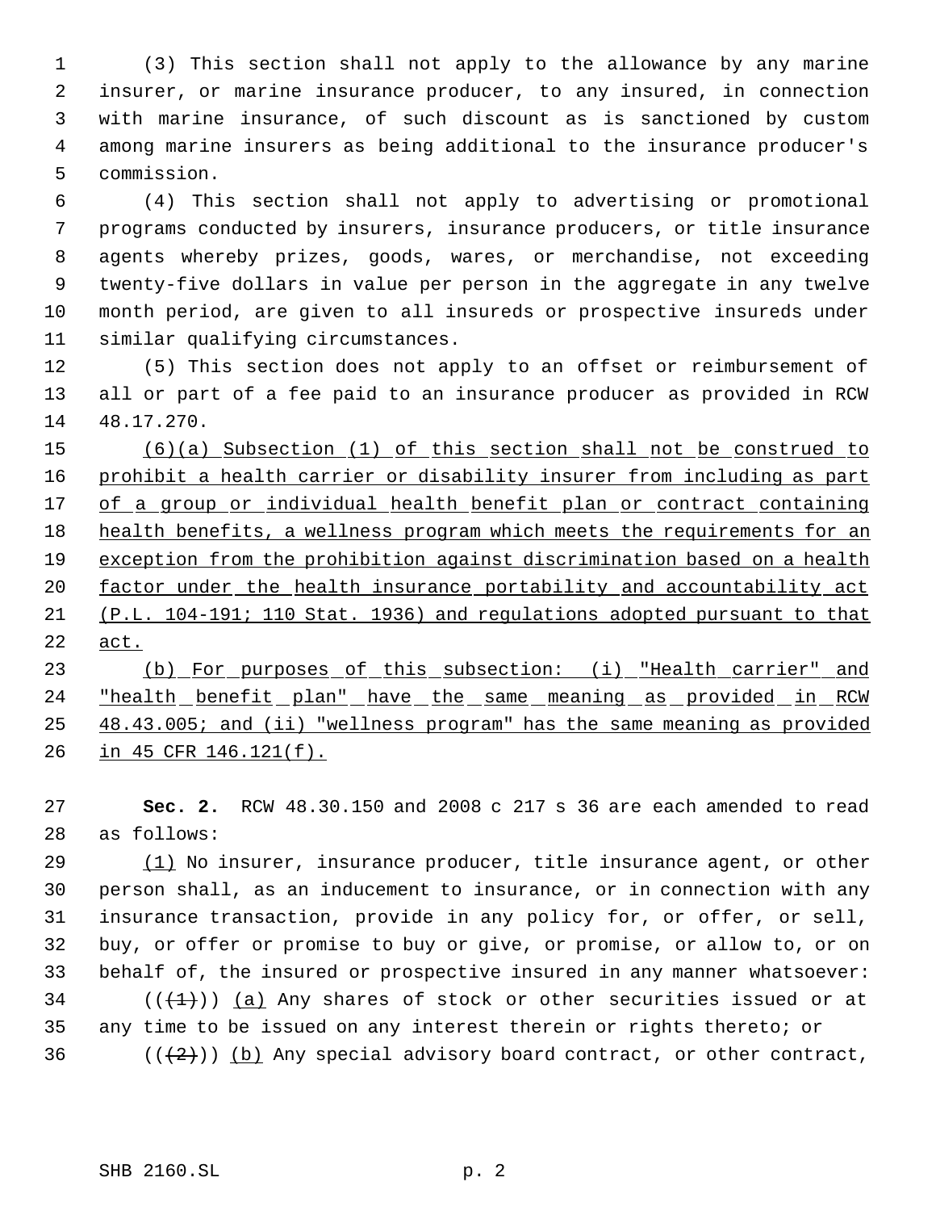(3) This section shall not apply to the allowance by any marine insurer, or marine insurance producer, to any insured, in connection with marine insurance, of such discount as is sanctioned by custom among marine insurers as being additional to the insurance producer's commission.

(4) This section shall not apply to advertising or promotional programs conducted by insurers, insurance producers, or title insurance agents whereby prizes, goods, wares, or merchandise, not exceeding twenty-five dollars in value per person in the aggregate in any twelve month period, are given to all insureds or prospective insureds under similar qualifying circumstances.

(5) This section does not apply to an offset or reimbursement of all or part of a fee paid to an insurance producer as provided in RCW 48.17.270.

<u>(6)(a) Subsection (1) of this section shall not be construed to prohibit a health carrier or disability insurer from including as part of a group or individual health benefit plan or contract containing health benefits, a wellness program which meets the requirements for an exception from the prohibition against discrimination based on a health factor under the health insurance portability and accountability act (P.L. 104-191; 110 Stat. 1936) and regulations adopted pursuant to that act.</u>

<u>(b) For purposes of this subsection: (i) "Health carrier" and "health benefit plan" have the same meaning as provided in RCW 48.43.005; and (ii) "wellness program" has the same meaning as provided in 45 CFR 146.121(f).</u>

**Sec. 2.** RCW 48.30.150 and 2008 c 217 s 36 are each amended to read as follows:

<u>(1)</u> No insurer, insurance producer, title insurance agent, or other person shall, as an inducement to insurance, or in connection with any insurance transaction, provide in any policy for, or offer, or sell, buy, or offer or promise to buy or give, or promise, or allow to, or on behalf of, the insured or prospective insured in any manner whatsoever:

((~~(1)~~)) <u>(a)</u> Any shares of stock or other securities issued or at any time to be issued on any interest therein or rights thereto; or

((~~(2)~~)) <u>(b)</u> Any special advisory board contract, or other contract,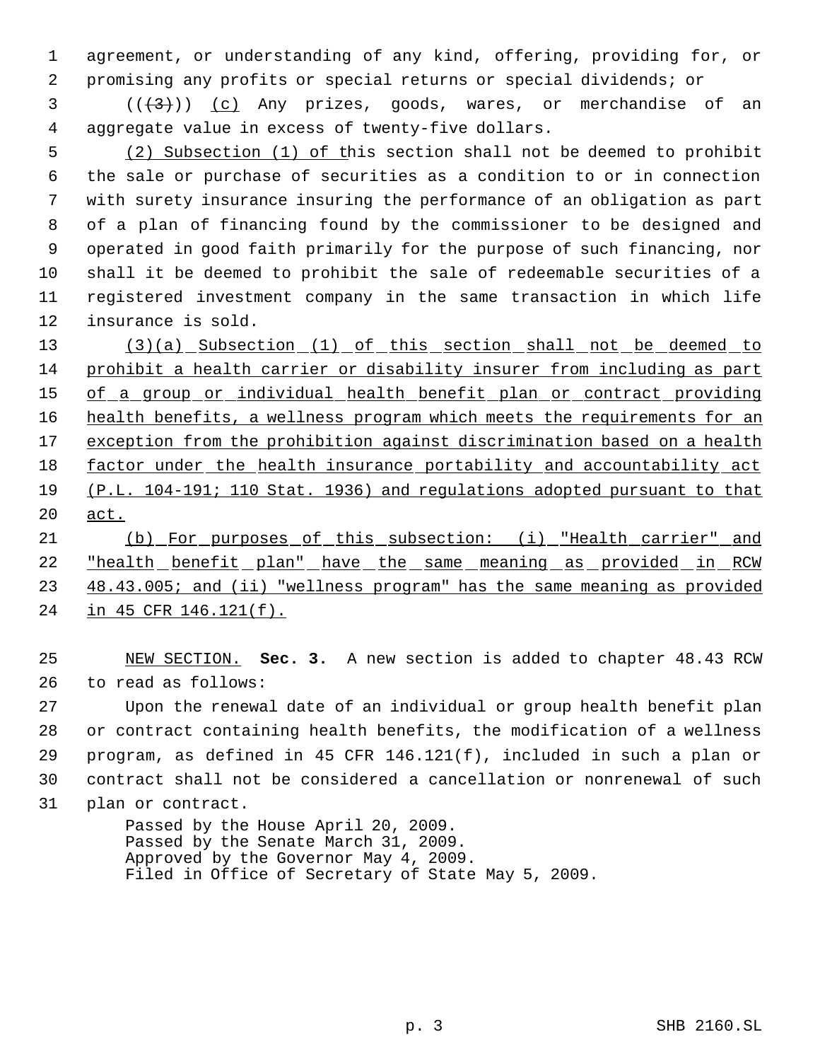agreement, or understanding of any kind, offering, providing for, or promising any profits or special returns or special dividends; or

(((3))) (c) Any prizes, goods, wares, or merchandise of an aggregate value in excess of twenty-five dollars.

(2) Subsection (1) of this section shall not be deemed to prohibit the sale or purchase of securities as a condition to or in connection with surety insurance insuring the performance of an obligation as part of a plan of financing found by the commissioner to be designed and operated in good faith primarily for the purpose of such financing, nor shall it be deemed to prohibit the sale of redeemable securities of a registered investment company in the same transaction in which life insurance is sold.

(3)(a) Subsection (1) of this section shall not be deemed to prohibit a health carrier or disability insurer from including as part of a group or individual health benefit plan or contract providing health benefits, a wellness program which meets the requirements for an exception from the prohibition against discrimination based on a health factor under the health insurance portability and accountability act (P.L. 104-191; 110 Stat. 1936) and regulations adopted pursuant to that act.

(b) For purposes of this subsection: (i) "Health carrier" and "health benefit plan" have the same meaning as provided in RCW 48.43.005; and (ii) "wellness program" has the same meaning as provided in 45 CFR 146.121(f).

NEW SECTION. **Sec. 3.** A new section is added to chapter 48.43 RCW to read as follows:

Upon the renewal date of an individual or group health benefit plan or contract containing health benefits, the modification of a wellness program, as defined in 45 CFR 146.121(f), included in such a plan or contract shall not be considered a cancellation or nonrenewal of such plan or contract.

Passed by the House April 20, 2009.
Passed by the Senate March 31, 2009.
Approved by the Governor May 4, 2009.
Filed in Office of Secretary of State May 5, 2009.